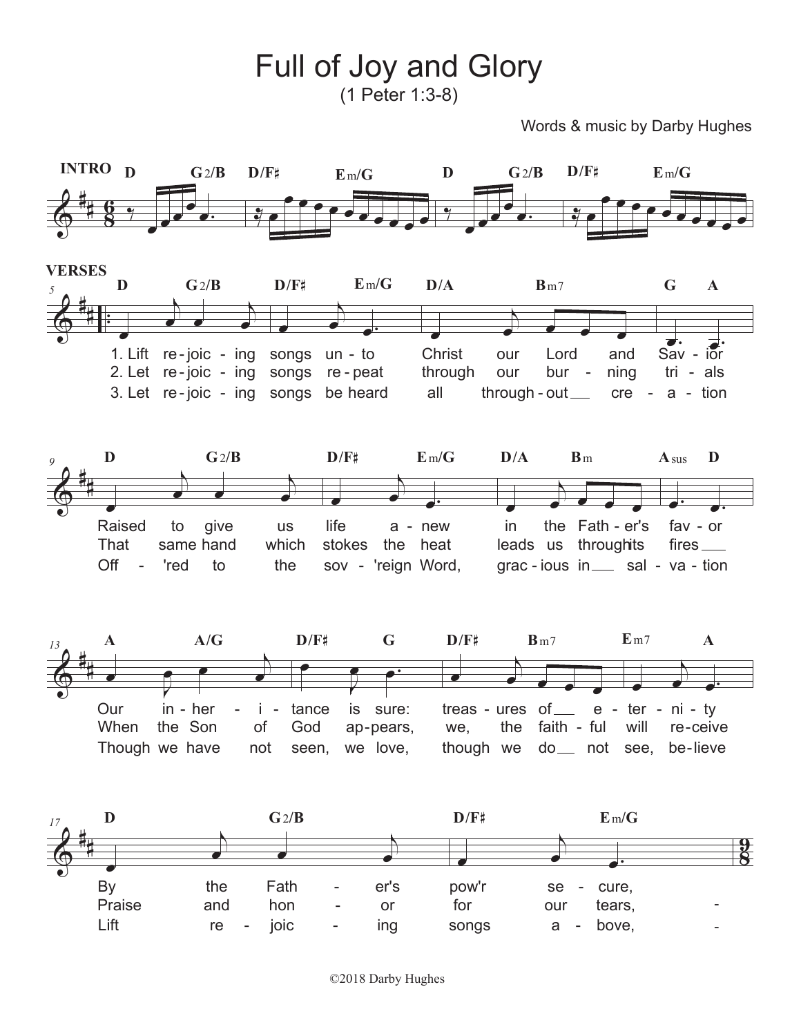# Full of Joy and Glory

(1 Peter 1:3-8)

Words & music by Darby Hughes

**INTRO**

D G2/B D/F♯ Em/G D G2/B D/F♯ Em/G

**VERSES**

1. Lift re-joic-ing songs un-to Christ our Lord and Sav-ior
Raised to give us life a-new in the Fath-er's fav-or
Our in-her-i-tance is sure: treas-ures of e-ter-ni-ty
By the Fath-er's pow'r se-cure,

2. Let re-joic-ing songs re-peat through our bur-ning tri-als
That same hand which stokes the heat leads us through its fires
When the Son of God ap-pears, we, the faith-ful will re-ceive
Praise and hon-or for our tears,

3. Let re-joic-ing songs be heard all through-out cre-a-tion
Off-'red to the sov-'reign Word, grac-ious in sal-va-tion
Though we have not seen, we love, though we do not see, be-lieve
Lift re-joic-ing songs a-bove,

©2018 Darby Hughes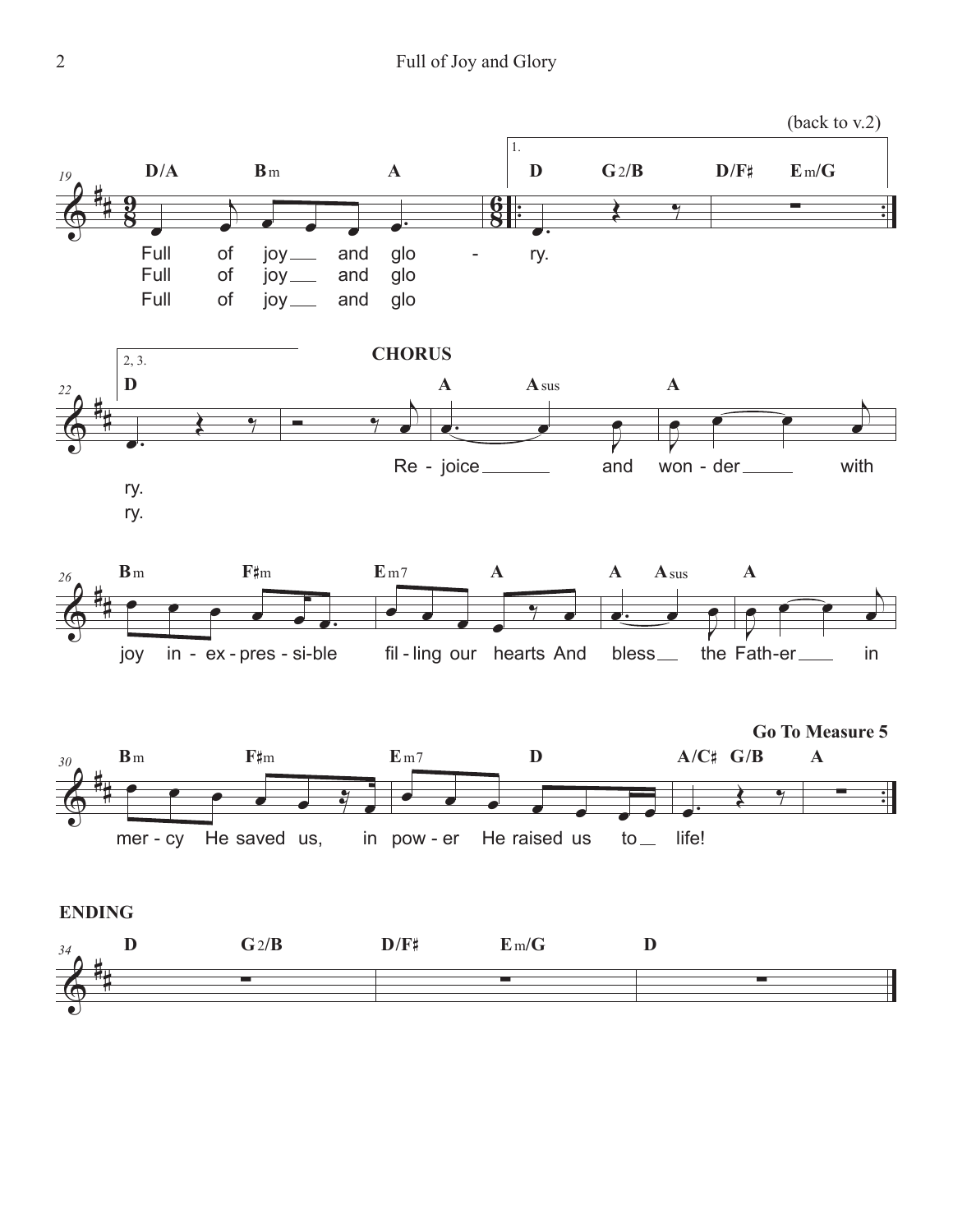(back to v.2)

19

D/A Bm A | 1. D G2/B D/F♯ Em/G

Full of joy and glo - ry.
Full of joy and glo
Full of joy and glo

22

2, 3. D

**CHORUS**

A Asus A

ry.
ry.

Re - joice and won - der with

26

Bm F♯m Em7 A A Asus A

joy in - ex - pres - si-ble fil - ling our hearts And bless the Fath-er in

30

**Go To Measure 5**

Bm F♯m Em7 D A/C♯ G/B A

mer - cy He saved us, in pow - er He raised us to life!

**ENDING**

34

D G2/B D/F♯ Em/G D